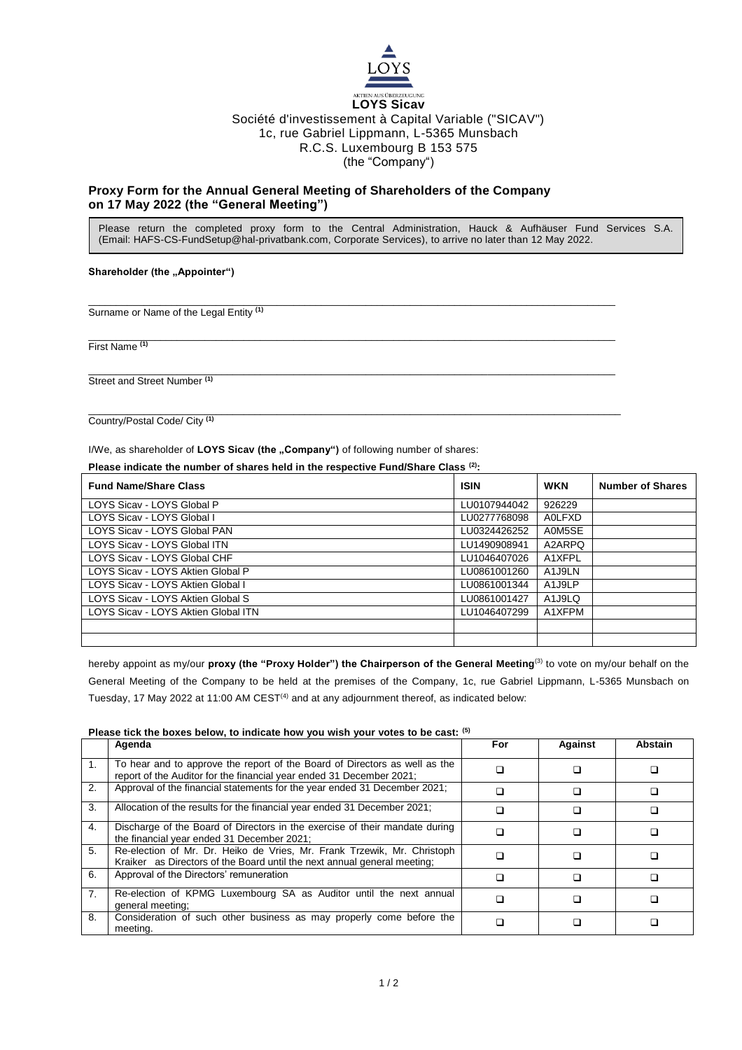LOYS

AKTIEN AUS ÜBERZEUGUNG

**LOYS Sicav**

Société d'investissement à Capital Variable ("SICAV")
1c, rue Gabriel Lippmann, L-5365 Munsbach
R.C.S. Luxembourg B 153 575
(the "Company")

## Proxy Form for the Annual General Meeting of Shareholders of the Company on 17 May 2022 (the "General Meeting")

Please return the completed proxy form to the Central Administration, Hauck & Aufhäuser Fund Services S.A. (Email: HAFS-CS-FundSetup@hal-privatbank.com, Corporate Services), to arrive no later than 12 May 2022.

**Shareholder (the „Appointer")**

\_\_\_\_\_\_\_\_\_\_\_\_\_\_\_\_\_\_\_\_\_\_\_\_\_\_\_\_\_\_\_\_\_\_\_\_\_\_\_\_\_\_\_\_\_\_\_\_\_\_\_\_\_\_\_\_
Surname or Name of the Legal Entity [(1)]

\_\_\_\_\_\_\_\_\_\_\_\_\_\_\_\_\_\_\_\_\_\_\_\_\_\_\_\_\_\_\_\_\_\_\_\_\_\_\_\_\_\_\_\_\_\_\_\_\_\_\_\_\_\_\_\_
First Name [(1)]

\_\_\_\_\_\_\_\_\_\_\_\_\_\_\_\_\_\_\_\_\_\_\_\_\_\_\_\_\_\_\_\_\_\_\_\_\_\_\_\_\_\_\_\_\_\_\_\_\_\_\_\_\_\_\_\_
Street and Street Number [(1)]

\_\_\_\_\_\_\_\_\_\_\_\_\_\_\_\_\_\_\_\_\_\_\_\_\_\_\_\_\_\_\_\_\_\_\_\_\_\_\_\_\_\_\_\_\_\_\_\_\_\_\_\_\_\_\_\_
Country/Postal Code/ City [(1)]

I/We, as shareholder of **LOYS Sicav (the „Company")** of following number of shares:

**Please indicate the number of shares held in the respective Fund/Share Class [(2)]:**

| Fund Name/Share Class | ISIN | WKN | Number of Shares |
|---|---|---|---|
| LOYS Sicav - LOYS Global P | LU0107944042 | 926229 | |
| LOYS Sicav - LOYS Global I | LU0277768098 | A0LFXD | |
| LOYS Sicav - LOYS Global PAN | LU0324426252 | A0M5SE | |
| LOYS Sicav - LOYS Global ITN | LU1490908941 | A2ARPQ | |
| LOYS Sicav - LOYS Global CHF | LU1046407026 | A1XFPL | |
| LOYS Sicav - LOYS Aktien Global P | LU0861001260 | A1J9LN | |
| LOYS Sicav - LOYS Aktien Global I | LU0861001344 | A1J9LP | |
| LOYS Sicav - LOYS Aktien Global S | LU0861001427 | A1J9LQ | |
| LOYS Sicav - LOYS Aktien Global ITN | LU1046407299 | A1XFPM | |
| | | | |
| | | | |

hereby appoint as my/our **proxy (the "Proxy Holder") the Chairperson of the General Meeting**[(3)] to vote on my/our behalf on the General Meeting of the Company to be held at the premises of the Company, 1c, rue Gabriel Lippmann, L-5365 Munsbach on Tuesday, 17 May 2022 at 11:00 AM CEST[(4)] and at any adjournment thereof, as indicated below:

**Please tick the boxes below, to indicate how you wish your votes to be cast: [(5)]**

| | Agenda | For | Against | Abstain |
|---|---|---|---|---|
| 1. | To hear and to approve the report of the Board of Directors as well as the report of the Auditor for the financial year ended 31 December 2021; | ❑ | ❑ | ❑ |
| 2. | Approval of the financial statements for the year ended 31 December 2021; | ❑ | ❑ | ❑ |
| 3. | Allocation of the results for the financial year ended 31 December 2021; | ❑ | ❑ | ❑ |
| 4. | Discharge of the Board of Directors in the exercise of their mandate during the financial year ended 31 December 2021; | ❑ | ❑ | ❑ |
| 5. | Re-election of Mr. Dr. Heiko de Vries, Mr. Frank Trzewik, Mr. Christoph Kraiker as Directors of the Board until the next annual general meeting; | ❑ | ❑ | ❑ |
| 6. | Approval of the Directors' remuneration | ❑ | ❑ | ❑ |
| 7. | Re-election of KPMG Luxembourg SA as Auditor until the next annual general meeting; | ❑ | ❑ | ❑ |
| 8. | Consideration of such other business as may properly come before the meeting. | ❑ | ❑ | ❑ |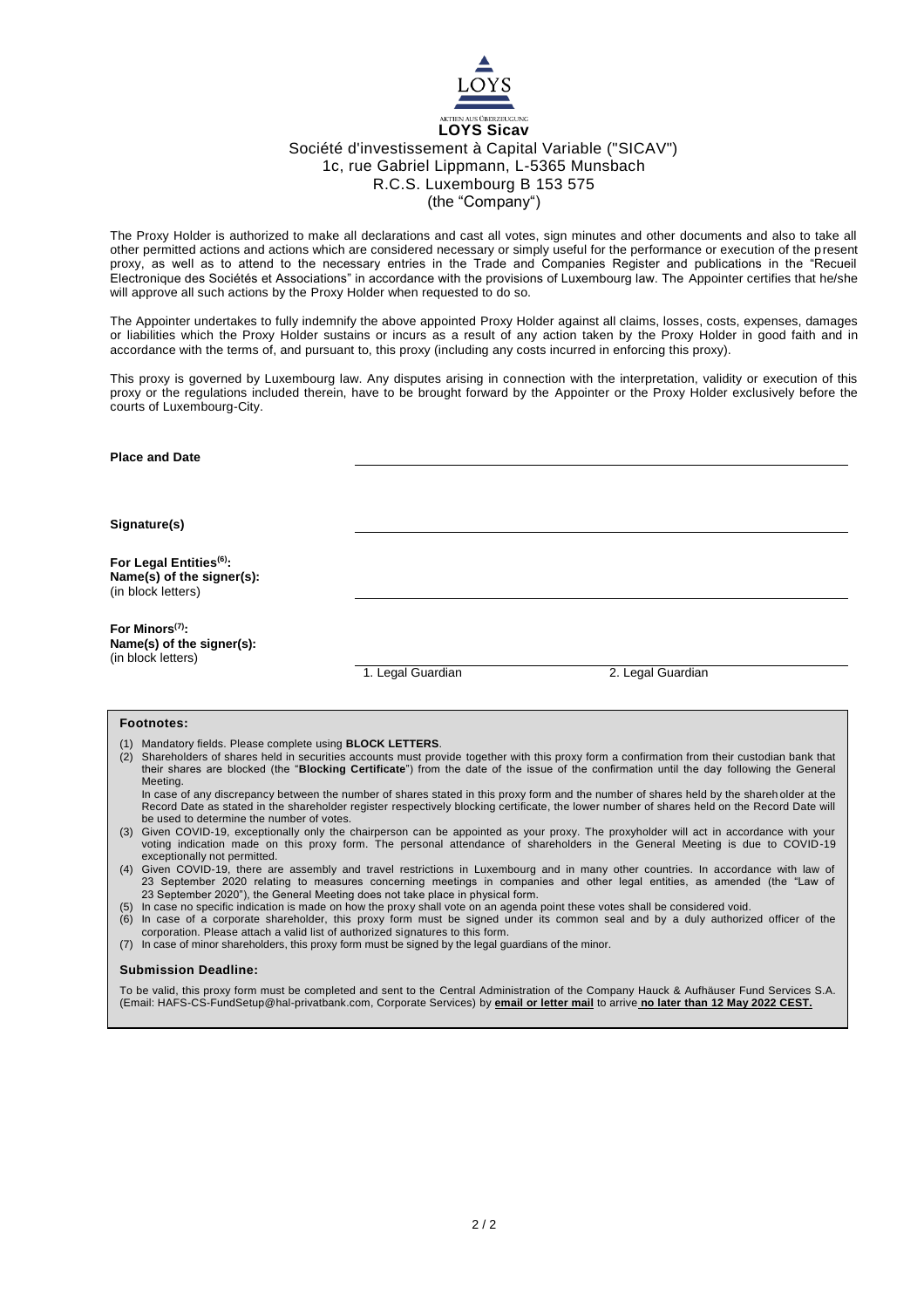**LOYS Sicav**
Société d'investissement à Capital Variable ("SICAV")
1c, rue Gabriel Lippmann, L-5365 Munsbach
R.C.S. Luxembourg B 153 575
(the "Company")

The Proxy Holder is authorized to make all declarations and cast all votes, sign minutes and other documents and also to take all other permitted actions and actions which are considered necessary or simply useful for the performance or execution of the present proxy, as well as to attend to the necessary entries in the Trade and Companies Register and publications in the "Recueil Electronique des Sociétés et Associations" in accordance with the provisions of Luxembourg law. The Appointer certifies that he/she will approve all such actions by the Proxy Holder when requested to do so.

The Appointer undertakes to fully indemnify the above appointed Proxy Holder against all claims, losses, costs, expenses, damages or liabilities which the Proxy Holder sustains or incurs as a result of any action taken by the Proxy Holder in good faith and in accordance with the terms of, and pursuant to, this proxy (including any costs incurred in enforcing this proxy).

This proxy is governed by Luxembourg law. Any disputes arising in connection with the interpretation, validity or execution of this proxy or the regulations included therein, have to be brought forward by the Appointer or the Proxy Holder exclusively before the courts of Luxembourg-City.

**Place and Date** \_\_\_\_\_\_\_\_\_\_\_\_\_\_\_\_\_\_\_\_\_\_\_\_\_\_\_\_\_\_

**Signature(s)** \_\_\_\_\_\_\_\_\_\_\_\_\_\_\_\_\_\_\_\_\_\_\_\_\_\_\_\_\_\_

**For Legal Entities[(6)]:**
**Name(s) of the signer(s):**
(in block letters) \_\_\_\_\_\_\_\_\_\_\_\_\_\_\_\_\_\_\_\_\_\_\_\_\_\_\_\_\_\_

**For Minors[(7)]:**
**Name(s) of the signer(s):**
(in block letters) \_\_\_\_\_\_\_\_\_\_\_\_\_\_\_\_\_\_\_\_\_\_\_\_\_\_\_\_\_\_

1. Legal Guardian 2. Legal Guardian

**Footnotes:**

(1) Mandatory fields. Please complete using **BLOCK LETTERS**.

(2) Shareholders of shares held in securities accounts must provide together with this proxy form a confirmation from their custodian bank that their shares are blocked (the "**Blocking Certificate**") from the date of the issue of the confirmation until the day following the General Meeting.
In case of any discrepancy between the number of shares stated in this proxy form and the number of shares held by the shareholder at the Record Date as stated in the shareholder register respectively blocking certificate, the lower number of shares held on the Record Date will be used to determine the number of votes.

(3) Given COVID-19, exceptionally only the chairperson can be appointed as your proxy. The proxyholder will act in accordance with your voting indication made on this proxy form. The personal attendance of shareholders in the General Meeting is due to COVID-19 exceptionally not permitted.

(4) Given COVID-19, there are assembly and travel restrictions in Luxembourg and in many other countries. In accordance with law of 23 September 2020 relating to measures concerning meetings in companies and other legal entities, as amended (the "Law of 23 September 2020"), the General Meeting does not take place in physical form.

(5) In case no specific indication is made on how the proxy shall vote on an agenda point these votes shall be considered void.

(6) In case of a corporate shareholder, this proxy form must be signed under its common seal and by a duly authorized officer of the corporation. Please attach a valid list of authorized signatures to this form.

(7) In case of minor shareholders, this proxy form must be signed by the legal guardians of the minor.

**Submission Deadline:**

To be valid, this proxy form must be completed and sent to the Central Administration of the Company Hauck & Aufhäuser Fund Services S.A. (Email: HAFS-CS-FundSetup@hal-privatbank.com, Corporate Services) by **email or letter mail** to arrive **no later than 12 May 2022 CEST.**